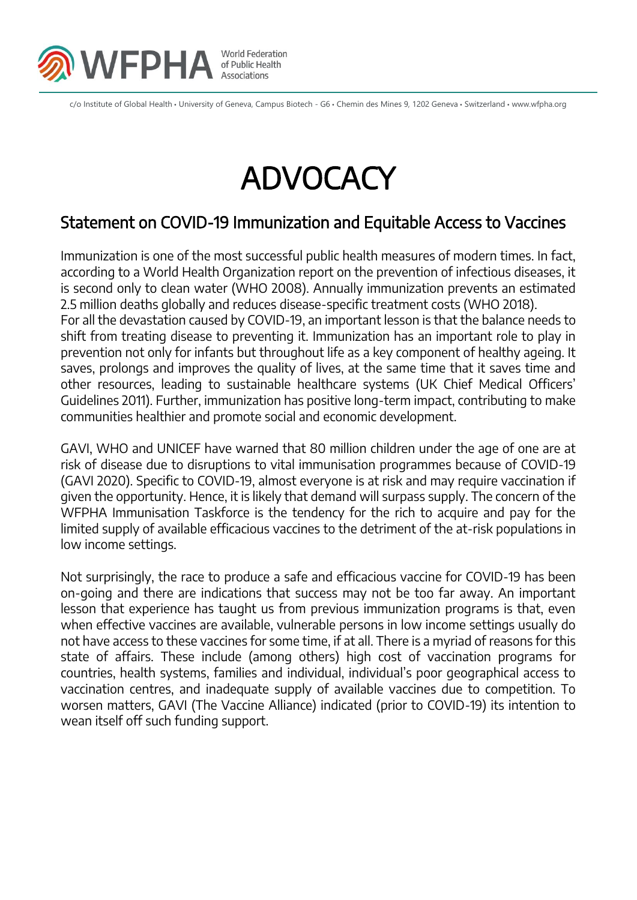# ADVOCACY

## Statement on COVID-19 Immunization and Equitable Access to Vaccines

Immunization is one of the most successful public health measures of modern times. In fact, according to a World Health Organization report on the prevention of infectious diseases, it is second only to clean water (WHO 2008). Annually immunization prevents an estimated 2.5 million deaths globally and reduces disease-specific treatment costs (WHO 2018).
For all the devastation caused by COVID-19, an important lesson is that the balance needs to shift from treating disease to preventing it. Immunization has an important role to play in prevention not only for infants but throughout life as a key component of healthy ageing. It saves, prolongs and improves the quality of lives, at the same time that it saves time and other resources, leading to sustainable healthcare systems (UK Chief Medical Officers' Guidelines 2011). Further, immunization has positive long-term impact, contributing to make communities healthier and promote social and economic development.

GAVI, WHO and UNICEF have warned that 80 million children under the age of one are at risk of disease due to disruptions to vital immunisation programmes because of COVID-19 (GAVI 2020). Specific to COVID-19, almost everyone is at risk and may require vaccination if given the opportunity. Hence, it is likely that demand will surpass supply. The concern of the WFPHA Immunisation Taskforce is the tendency for the rich to acquire and pay for the limited supply of available efficacious vaccines to the detriment of the at-risk populations in low income settings.

Not surprisingly, the race to produce a safe and efficacious vaccine for COVID-19 has been on-going and there are indications that success may not be too far away. An important lesson that experience has taught us from previous immunization programs is that, even when effective vaccines are available, vulnerable persons in low income settings usually do not have access to these vaccines for some time, if at all. There is a myriad of reasons for this state of affairs. These include (among others) high cost of vaccination programs for countries, health systems, families and individual, individual's poor geographical access to vaccination centres, and inadequate supply of available vaccines due to competition. To worsen matters, GAVI (The Vaccine Alliance) indicated (prior to COVID-19) its intention to wean itself off such funding support.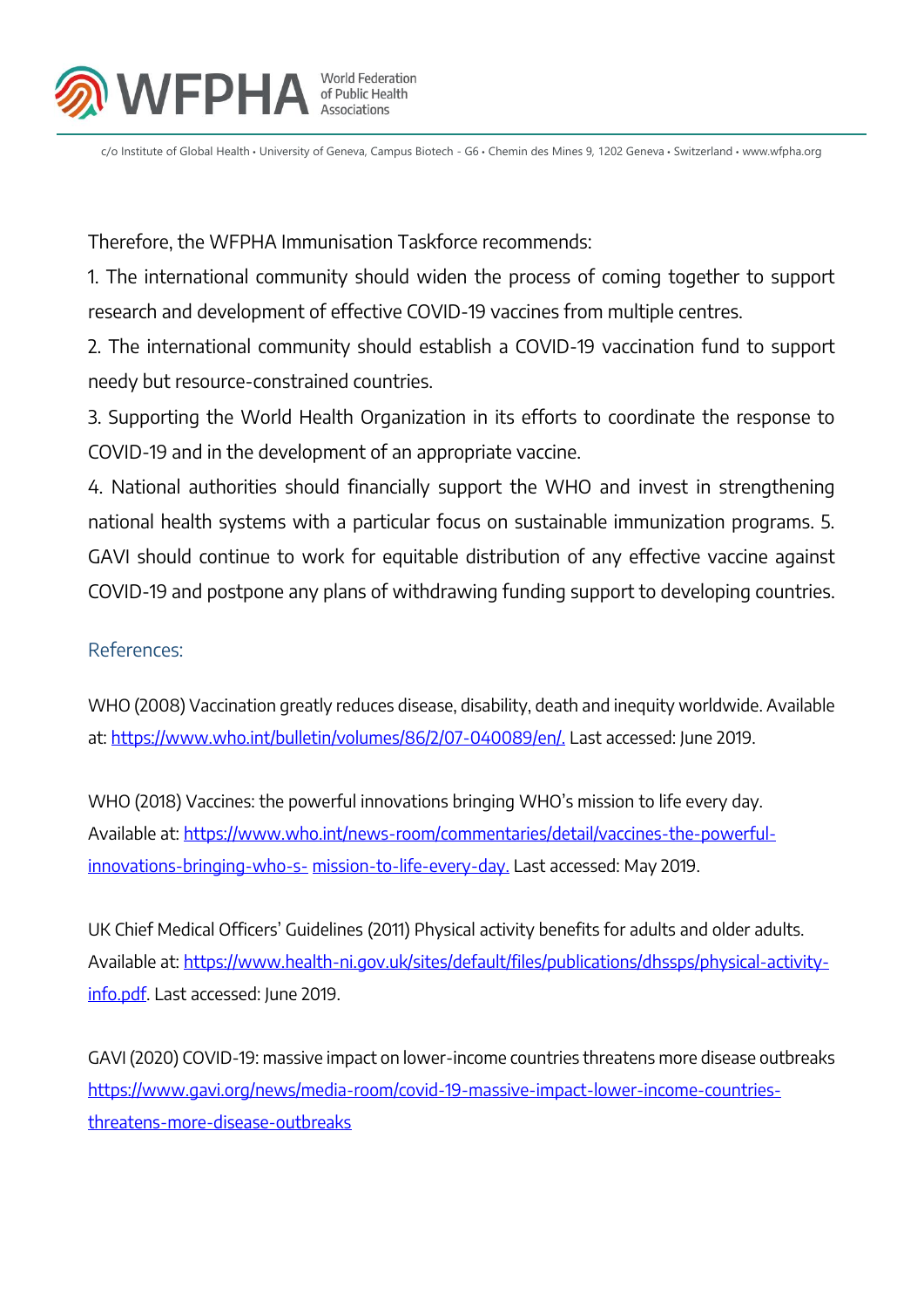Therefore, the WFPHA Immunisation Taskforce recommends:

1. The international community should widen the process of coming together to support research and development of effective COVID-19 vaccines from multiple centres.
2. The international community should establish a COVID-19 vaccination fund to support needy but resource-constrained countries.
3. Supporting the World Health Organization in its efforts to coordinate the response to COVID-19 and in the development of an appropriate vaccine.
4. National authorities should financially support the WHO and invest in strengthening national health systems with a particular focus on sustainable immunization programs. 5. GAVI should continue to work for equitable distribution of any effective vaccine against COVID-19 and postpone any plans of withdrawing funding support to developing countries.

## References:

WHO (2008) Vaccination greatly reduces disease, disability, death and inequity worldwide. Available at: [https://www.who.int/bulletin/volumes/86/2/07-040089/en/.](https://www.who.int/bulletin/volumes/86/2/07-040089/en/) Last accessed: June 2019.

WHO (2018) Vaccines: the powerful innovations bringing WHO's mission to life every day. Available at: [https://www.who.int/news-room/commentaries/detail/vaccines-the-powerful-innovations-bringing-who-s- mission-to-life-every-day.](https://www.who.int/news-room/commentaries/detail/vaccines-the-powerful-innovations-bringing-who-s-mission-to-life-every-day) Last accessed: May 2019.

UK Chief Medical Officers' Guidelines (2011) Physical activity benefits for adults and older adults. Available at: [https://www.health-ni.gov.uk/sites/default/files/publications/dhssps/physical-activity-info.pdf](https://www.health-ni.gov.uk/sites/default/files/publications/dhssps/physical-activity-info.pdf). Last accessed: June 2019.

GAVI (2020) COVID-19: massive impact on lower-income countries threatens more disease outbreaks [https://www.gavi.org/news/media-room/covid-19-massive-impact-lower-income-countries-threatens-more-disease-outbreaks](https://www.gavi.org/news/media-room/covid-19-massive-impact-lower-income-countries-threatens-more-disease-outbreaks)